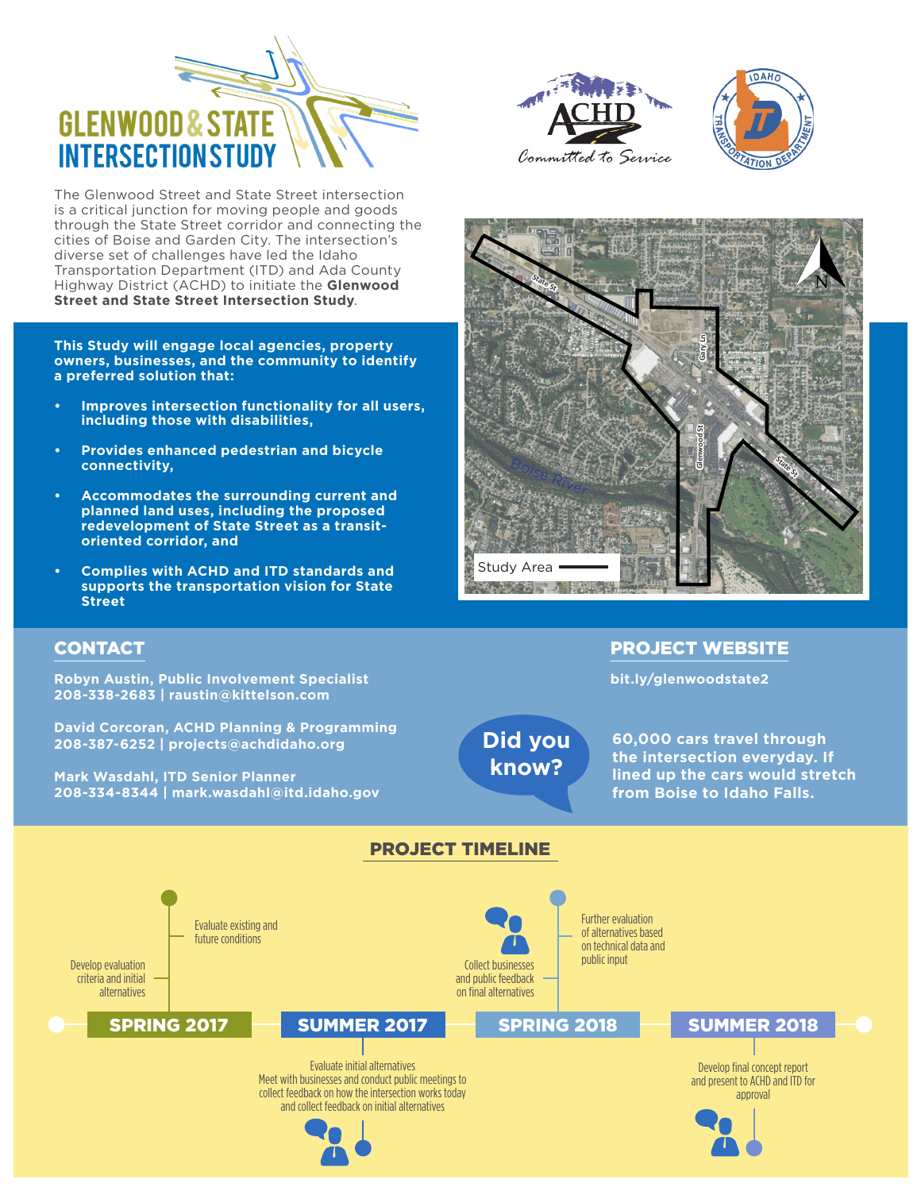# GLENWOOD & STATE INTERSECTION STUDY

The Glenwood Street and State Street intersection is a critical junction for moving people and goods through the State Street corridor and connecting the cities of Boise and Garden City. The intersection's diverse set of challenges have led the Idaho Transportation Department (ITD) and Ada County Highway District (ACHD) to initiate the **Glenwood Street and State Street Intersection Study**.

**This Study will engage local agencies, property owners, businesses, and the community to identify a preferred solution that:**

- **Improves intersection functionality for all users, including those with disabilities,**
- **Provides enhanced pedestrian and bicycle connectivity,**
- **Accommodates the surrounding current and planned land uses, including the proposed redevelopment of State Street as a transit-oriented corridor, and**
- **Complies with ACHD and ITD standards and supports the transportation vision for State Street**

Study Area

## CONTACT

**Robyn Austin, Public Involvement Specialist**
**208-338-2683 | raustin@kittelson.com**

**David Corcoran, ACHD Planning & Programming**
**208-387-6252 | projects@achdidaho.org**

**Mark Wasdahl, ITD Senior Planner**
**208-334-8344 | mark.wasdahl@itd.idaho.gov**

## PROJECT WEBSITE

**bit.ly/glenwoodstate2**

**Did you know?**

**60,000 cars travel through the intersection everyday. If lined up the cars would stretch from Boise to Idaho Falls.**

## PROJECT TIMELINE

**SPRING 2017**
- Evaluate existing and future conditions
- Develop evaluation criteria and initial alternatives

**SUMMER 2017**
- Evaluate initial alternatives
- Meet with businesses and conduct public meetings to collect feedback on how the intersection works today and collect feedback on initial alternatives

**SPRING 2018**
- Collect businesses and public feedback on final alternatives
- Further evaluation of alternatives based on technical data and public input

**SUMMER 2018**
- Develop final concept report and present to ACHD and ITD for approval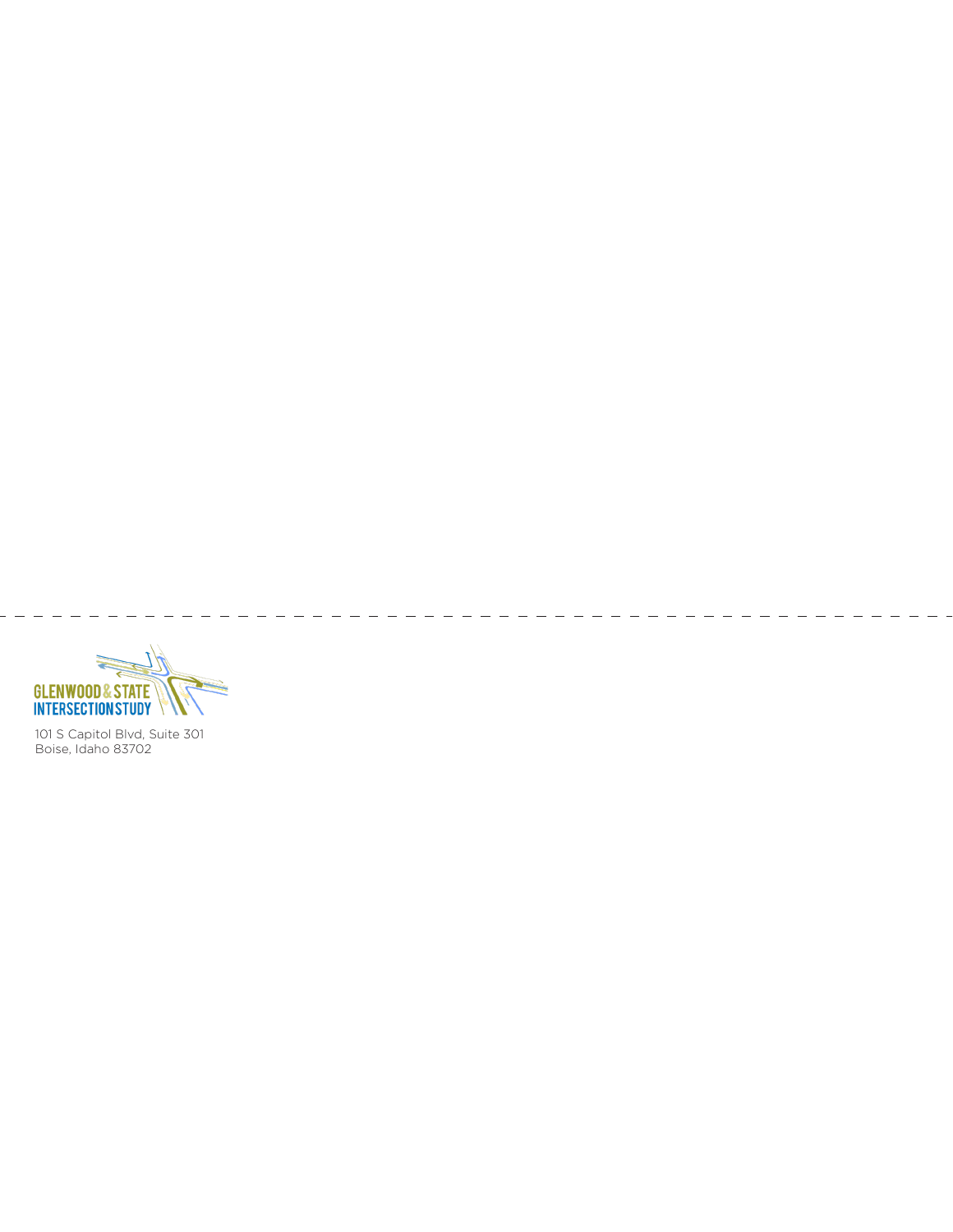GLENWOOD & STATE
INTERSECTION STUDY

101 S Capitol Blvd, Suite 301
Boise, Idaho 83702